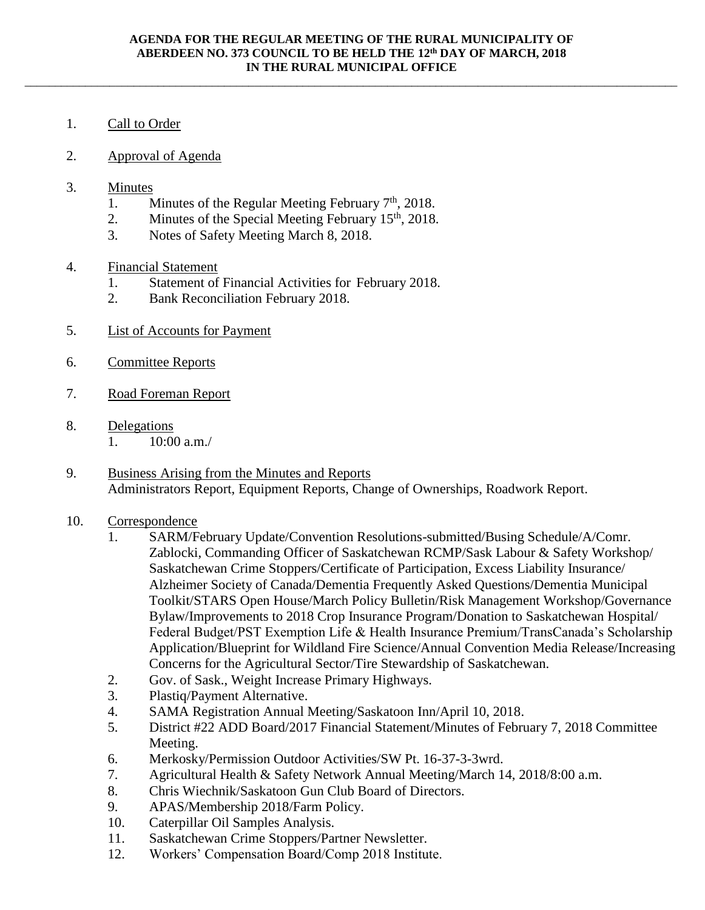**AGENDA FOR THE REGULAR MEETING OF THE RURAL MUNICIPALITY OF ABERDEEN NO. 373 COUNCIL TO BE HELD THE 12th DAY OF MARCH, 2018 IN THE RURAL MUNICIPAL OFFICE**

---

1. Call to Order

2. Approval of Agenda

3. Minutes
   1. Minutes of the Regular Meeting February 7th, 2018.
   2. Minutes of the Special Meeting February 15th, 2018.
   3. Notes of Safety Meeting March 8, 2018.

4. Financial Statement
   1. Statement of Financial Activities for February 2018.
   2. Bank Reconciliation February 2018.

5. List of Accounts for Payment

6. Committee Reports

7. Road Foreman Report

8. Delegations
   1. 10:00 a.m./

9. Business Arising from the Minutes and Reports
   Administrators Report, Equipment Reports, Change of Ownerships, Roadwork Report.

10. Correspondence
    1. SARM/February Update/Convention Resolutions-submitted/Busing Schedule/A/Comr. Zablocki, Commanding Officer of Saskatchewan RCMP/Sask Labour & Safety Workshop/ Saskatchewan Crime Stoppers/Certificate of Participation, Excess Liability Insurance/ Alzheimer Society of Canada/Dementia Frequently Asked Questions/Dementia Municipal Toolkit/STARS Open House/March Policy Bulletin/Risk Management Workshop/Governance Bylaw/Improvements to 2018 Crop Insurance Program/Donation to Saskatchewan Hospital/ Federal Budget/PST Exemption Life & Health Insurance Premium/TransCanada's Scholarship Application/Blueprint for Wildland Fire Science/Annual Convention Media Release/Increasing Concerns for the Agricultural Sector/Tire Stewardship of Saskatchewan.
    2. Gov. of Sask., Weight Increase Primary Highways.
    3. Plastiq/Payment Alternative.
    4. SAMA Registration Annual Meeting/Saskatoon Inn/April 10, 2018.
    5. District #22 ADD Board/2017 Financial Statement/Minutes of February 7, 2018 Committee Meeting.
    6. Merkosky/Permission Outdoor Activities/SW Pt. 16-37-3-3wrd.
    7. Agricultural Health & Safety Network Annual Meeting/March 14, 2018/8:00 a.m.
    8. Chris Wiechnik/Saskatoon Gun Club Board of Directors.
    9. APAS/Membership 2018/Farm Policy.
    10. Caterpillar Oil Samples Analysis.
    11. Saskatchewan Crime Stoppers/Partner Newsletter.
    12. Workers' Compensation Board/Comp 2018 Institute.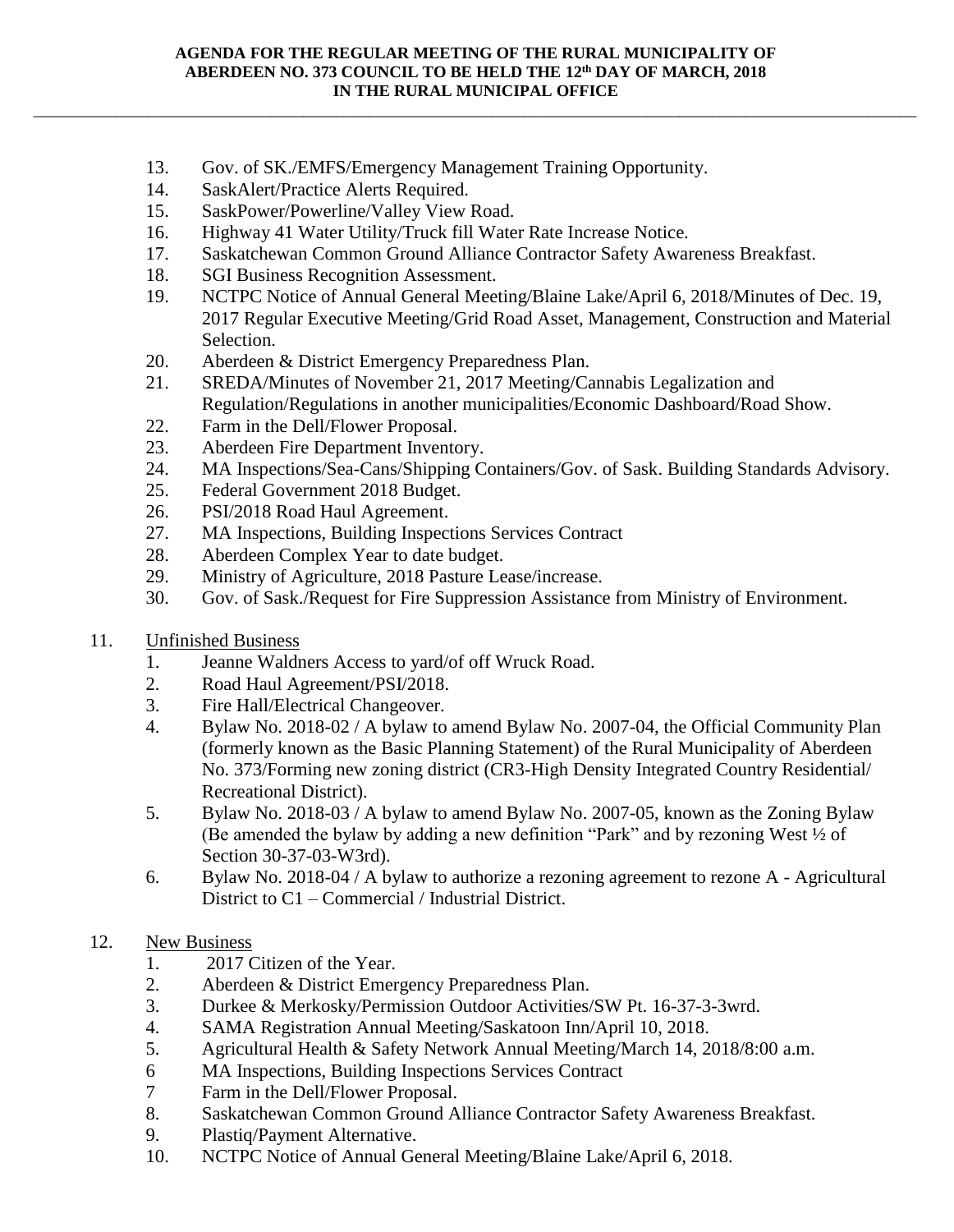13. Gov. of SK./EMFS/Emergency Management Training Opportunity.
14. SaskAlert/Practice Alerts Required.
15. SaskPower/Powerline/Valley View Road.
16. Highway 41 Water Utility/Truck fill Water Rate Increase Notice.
17. Saskatchewan Common Ground Alliance Contractor Safety Awareness Breakfast.
18. SGI Business Recognition Assessment.
19. NCTPC Notice of Annual General Meeting/Blaine Lake/April 6, 2018/Minutes of Dec. 19, 2017 Regular Executive Meeting/Grid Road Asset, Management, Construction and Material Selection.
20. Aberdeen & District Emergency Preparedness Plan.
21. SREDA/Minutes of November 21, 2017 Meeting/Cannabis Legalization and Regulation/Regulations in another municipalities/Economic Dashboard/Road Show.
22. Farm in the Dell/Flower Proposal.
23. Aberdeen Fire Department Inventory.
24. MA Inspections/Sea-Cans/Shipping Containers/Gov. of Sask. Building Standards Advisory.
25. Federal Government 2018 Budget.
26. PSI/2018 Road Haul Agreement.
27. MA Inspections, Building Inspections Services Contract
28. Aberdeen Complex Year to date budget.
29. Ministry of Agriculture, 2018 Pasture Lease/increase.
30. Gov. of Sask./Request for Fire Suppression Assistance from Ministry of Environment.

11. <u>Unfinished Business</u>
    1. Jeanne Waldners Access to yard/of off Wruck Road.
    2. Road Haul Agreement/PSI/2018.
    3. Fire Hall/Electrical Changeover.
    4. Bylaw No. 2018-02 / A bylaw to amend Bylaw No. 2007-04, the Official Community Plan (formerly known as the Basic Planning Statement) of the Rural Municipality of Aberdeen No. 373/Forming new zoning district (CR3-High Density Integrated Country Residential/ Recreational District).
    5. Bylaw No. 2018-03 / A bylaw to amend Bylaw No. 2007-05, known as the Zoning Bylaw (Be amended the bylaw by adding a new definition "Park" and by rezoning West ½ of Section 30-37-03-W3rd).
    6. Bylaw No. 2018-04 / A bylaw to authorize a rezoning agreement to rezone A - Agricultural District to C1 – Commercial / Industrial District.

12. <u>New Business</u>
    1. 2017 Citizen of the Year.
    2. Aberdeen & District Emergency Preparedness Plan.
    3. Durkee & Merkosky/Permission Outdoor Activities/SW Pt. 16-37-3-3wrd.
    4. SAMA Registration Annual Meeting/Saskatoon Inn/April 10, 2018.
    5. Agricultural Health & Safety Network Annual Meeting/March 14, 2018/8:00 a.m.
    6 MA Inspections, Building Inspections Services Contract
    7 Farm in the Dell/Flower Proposal.
    8. Saskatchewan Common Ground Alliance Contractor Safety Awareness Breakfast.
    9. Plastiq/Payment Alternative.
    10. NCTPC Notice of Annual General Meeting/Blaine Lake/April 6, 2018.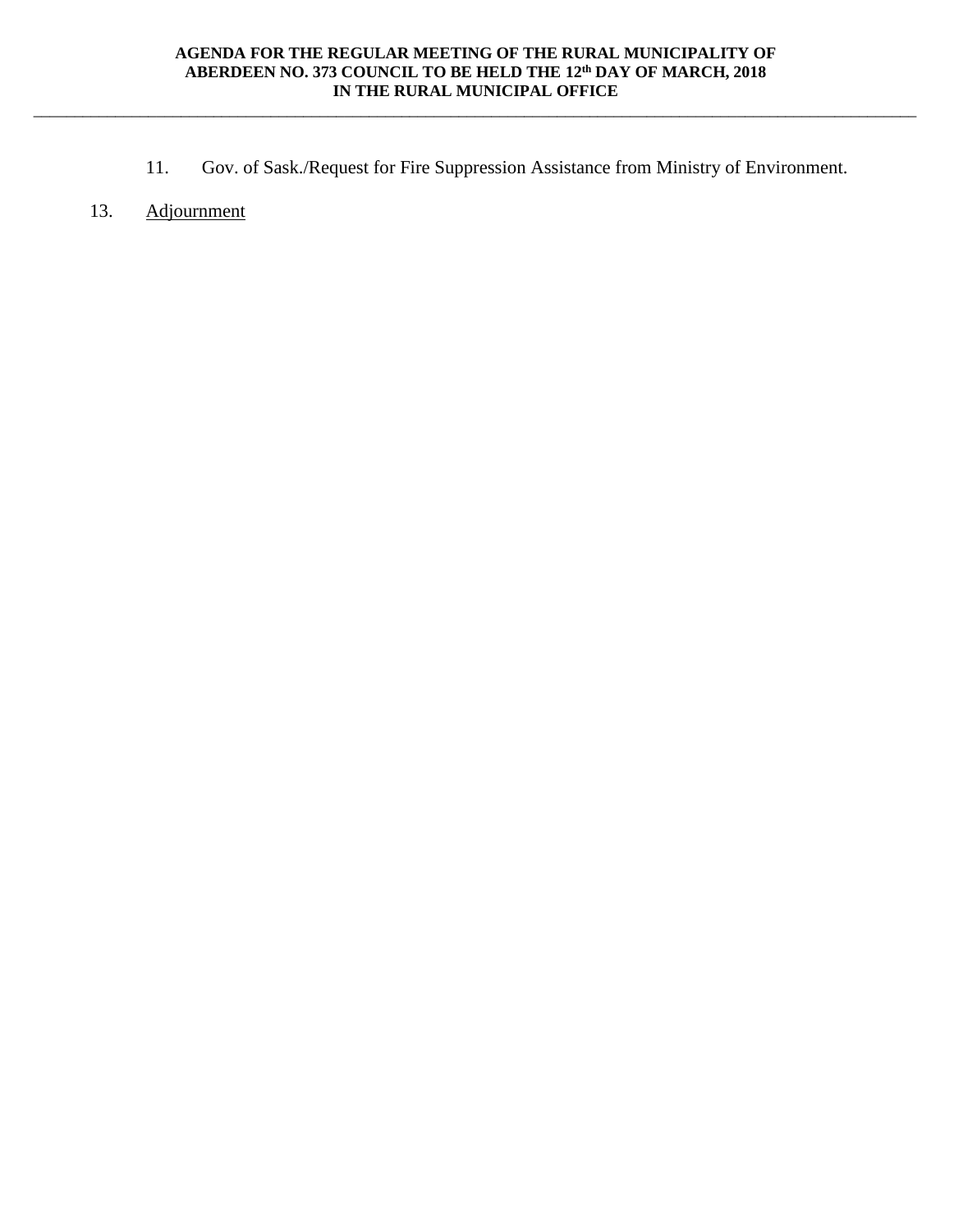11. Gov. of Sask./Request for Fire Suppression Assistance from Ministry of Environment.

13. <u>Adjournment</u>